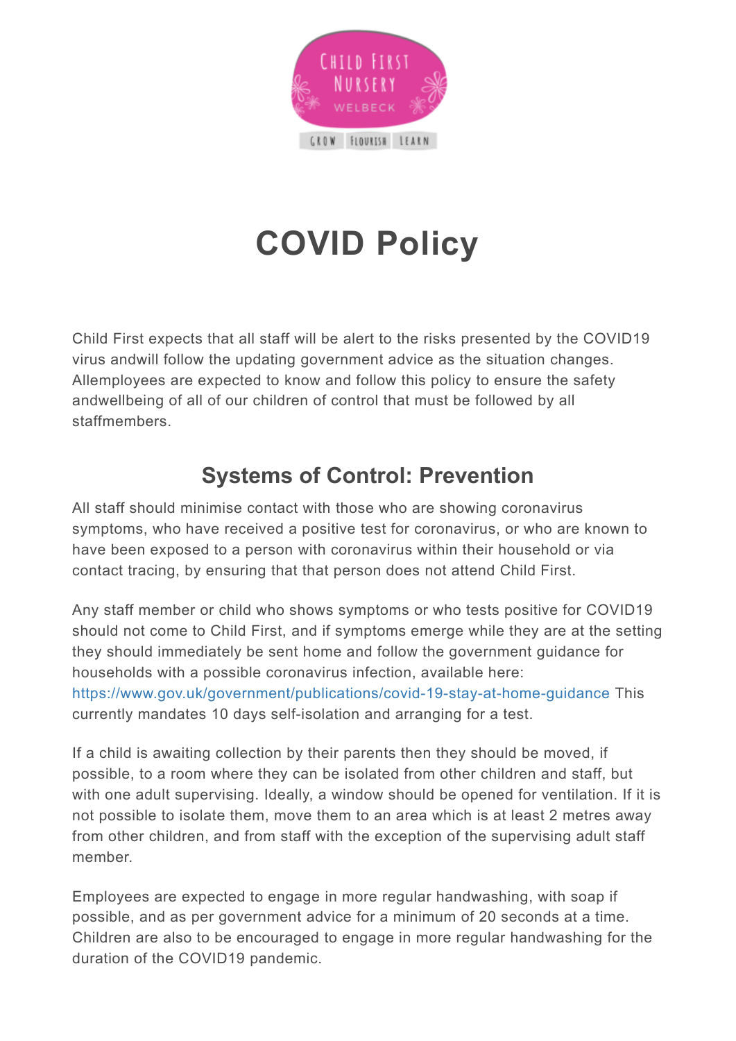CHILD FIRST NURSERY

WELBECK

GROW FLOURISH LEARN

# COVID Policy

Child First expects that all staff will be alert to the risks presented by the COVID19 virus andwill follow the updating government advice as the situation changes. Allemployees are expected to know and follow this policy to ensure the safety andwellbeing of all of our children of control that must be followed by all staffmembers.

## Systems of Control: Prevention

All staff should minimise contact with those who are showing coronavirus symptoms, who have received a positive test for coronavirus, or who are known to have been exposed to a person with coronavirus within their household or via contact tracing, by ensuring that that person does not attend Child First.

Any staff member or child who shows symptoms or who tests positive for COVID19 should not come to Child First, and if symptoms emerge while they are at the setting they should immediately be sent home and follow the government guidance for households with a possible coronavirus infection, available here: https://www.gov.uk/government/publications/covid-19-stay-at-home-guidance This currently mandates 10 days self-isolation and arranging for a test.

If a child is awaiting collection by their parents then they should be moved, if possible, to a room where they can be isolated from other children and staff, but with one adult supervising. Ideally, a window should be opened for ventilation. If it is not possible to isolate them, move them to an area which is at least 2 metres away from other children, and from staff with the exception of the supervising adult staff member.

Employees are expected to engage in more regular handwashing, with soap if possible, and as per government advice for a minimum of 20 seconds at a time. Children are also to be encouraged to engage in more regular handwashing for the duration of the COVID19 pandemic.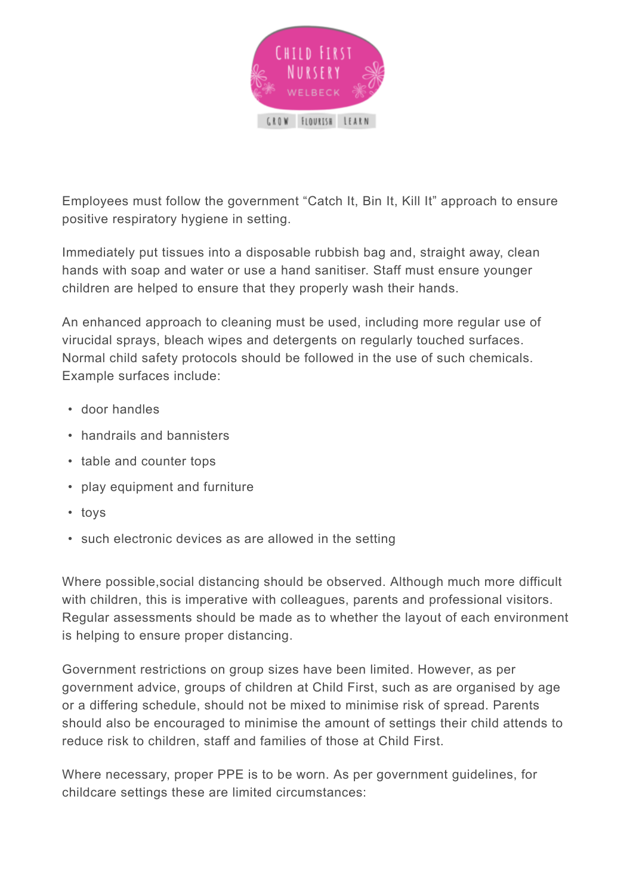Employees must follow the government “Catch It, Bin It, Kill It” approach to ensure positive respiratory hygiene in setting.

Immediately put tissues into a disposable rubbish bag and, straight away, clean hands with soap and water or use a hand sanitiser. Staff must ensure younger children are helped to ensure that they properly wash their hands.

An enhanced approach to cleaning must be used, including more regular use of virucidal sprays, bleach wipes and detergents on regularly touched surfaces. Normal child safety protocols should be followed in the use of such chemicals. Example surfaces include:

- door handles
- handrails and bannisters
- table and counter tops
- play equipment and furniture
- toys
- such electronic devices as are allowed in the setting

Where possible,social distancing should be observed. Although much more difficult with children, this is imperative with colleagues, parents and professional visitors. Regular assessments should be made as to whether the layout of each environment is helping to ensure proper distancing.

Government restrictions on group sizes have been limited. However, as per government advice, groups of children at Child First, such as are organised by age or a differing schedule, should not be mixed to minimise risk of spread. Parents should also be encouraged to minimise the amount of settings their child attends to reduce risk to children, staff and families of those at Child First.

Where necessary, proper PPE is to be worn. As per government guidelines, for childcare settings these are limited circumstances: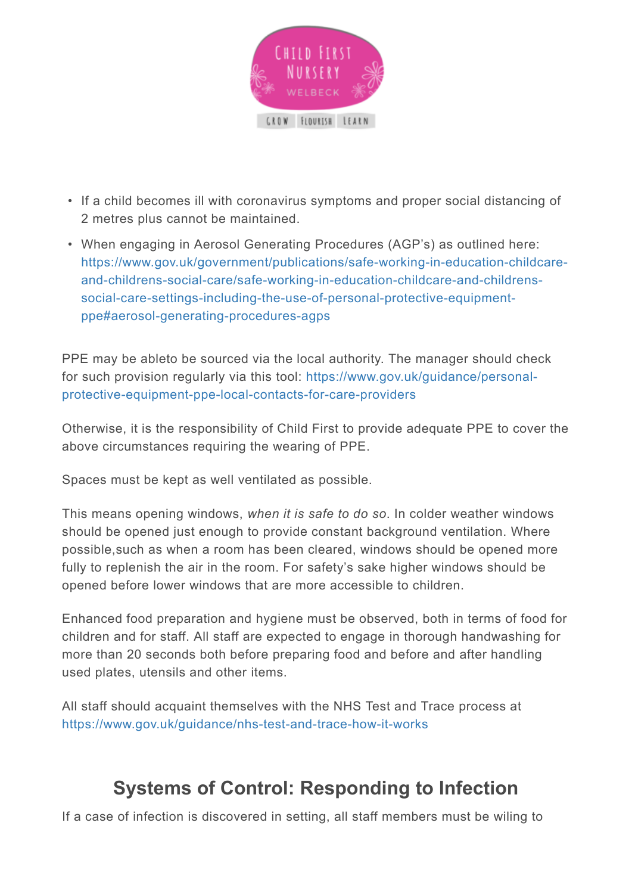- If a child becomes ill with coronavirus symptoms and proper social distancing of 2 metres plus cannot be maintained.
- When engaging in Aerosol Generating Procedures (AGP's) as outlined here: https://www.gov.uk/government/publications/safe-working-in-education-childcare-and-childrens-social-care/safe-working-in-education-childcare-and-childrens-social-care-settings-including-the-use-of-personal-protective-equipment-ppe#aerosol-generating-procedures-agps

PPE may be ableto be sourced via the local authority. The manager should check for such provision regularly via this tool: https://www.gov.uk/guidance/personal-protective-equipment-ppe-local-contacts-for-care-providers

Otherwise, it is the responsibility of Child First to provide adequate PPE to cover the above circumstances requiring the wearing of PPE.

Spaces must be kept as well ventilated as possible.

This means opening windows, *when it is safe to do so*. In colder weather windows should be opened just enough to provide constant background ventilation. Where possible,such as when a room has been cleared, windows should be opened more fully to replenish the air in the room. For safety's sake higher windows should be opened before lower windows that are more accessible to children.

Enhanced food preparation and hygiene must be observed, both in terms of food for children and for staff. All staff are expected to engage in thorough handwashing for more than 20 seconds both before preparing food and before and after handling used plates, utensils and other items.

All staff should acquaint themselves with the NHS Test and Trace process at https://www.gov.uk/guidance/nhs-test-and-trace-how-it-works

## Systems of Control: Responding to Infection

If a case of infection is discovered in setting, all staff members must be wiling to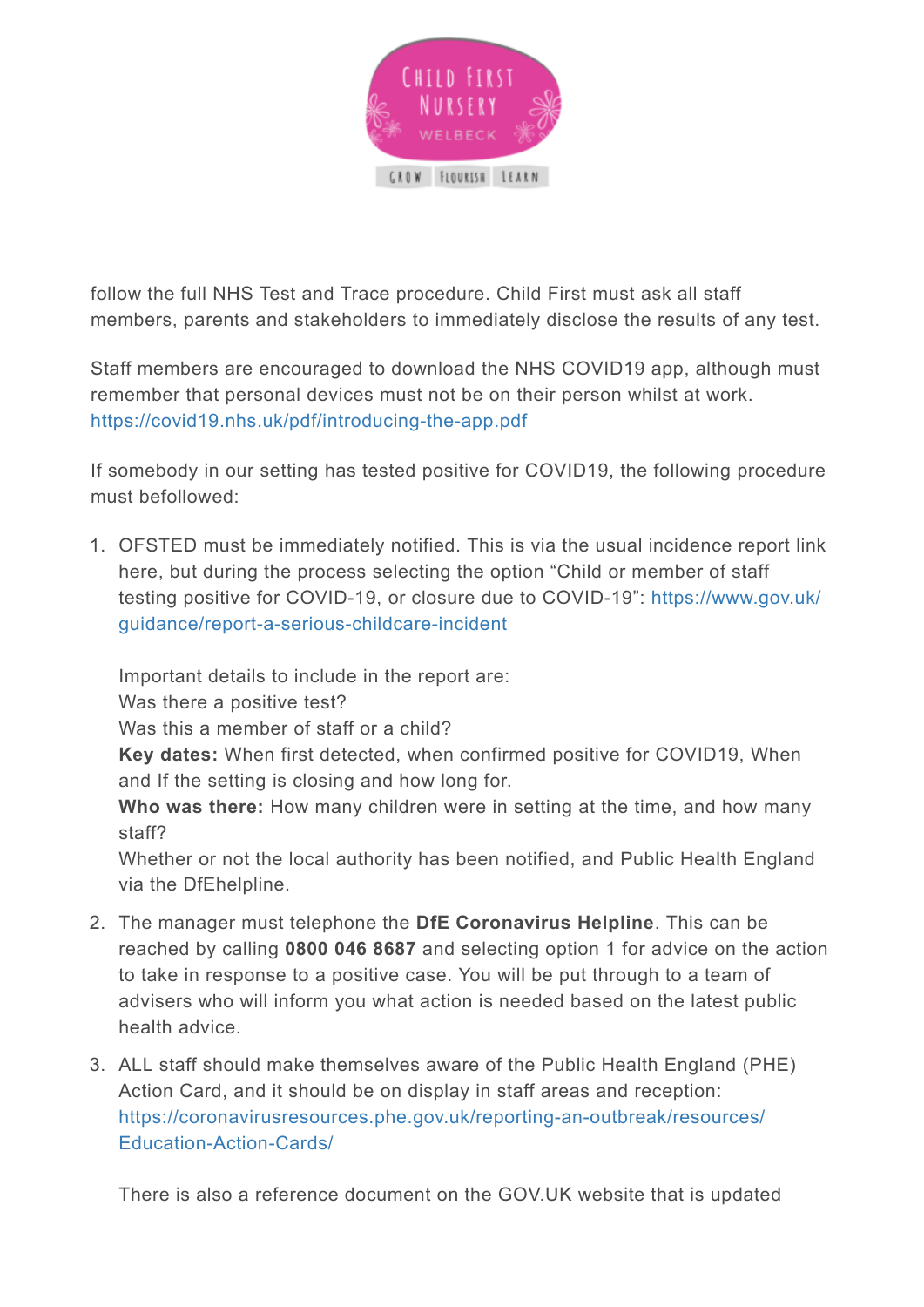follow the full NHS Test and Trace procedure. Child First must ask all staff members, parents and stakeholders to immediately disclose the results of any test.

Staff members are encouraged to download the NHS COVID19 app, although must remember that personal devices must not be on their person whilst at work. https://covid19.nhs.uk/pdf/introducing-the-app.pdf

If somebody in our setting has tested positive for COVID19, the following procedure must befollowed:

1. OFSTED must be immediately notified. This is via the usual incidence report link here, but during the process selecting the option "Child or member of staff testing positive for COVID-19, or closure due to COVID-19": https://www.gov.uk/guidance/report-a-serious-childcare-incident

   Important details to include in the report are:
   Was there a positive test?
   Was this a member of staff or a child?
   **Key dates:** When first detected, when confirmed positive for COVID19, When and If the setting is closing and how long for.
   **Who was there:** How many children were in setting at the time, and how many staff?
   Whether or not the local authority has been notified, and Public Health England via the DfEhelpline.

2. The manager must telephone the **DfE Coronavirus Helpline**. This can be reached by calling **0800 046 8687** and selecting option 1 for advice on the action to take in response to a positive case. You will be put through to a team of advisers who will inform you what action is needed based on the latest public health advice.

3. ALL staff should make themselves aware of the Public Health England (PHE) Action Card, and it should be on display in staff areas and reception: https://coronavirusresources.phe.gov.uk/reporting-an-outbreak/resources/Education-Action-Cards/

   There is also a reference document on the GOV.UK website that is updated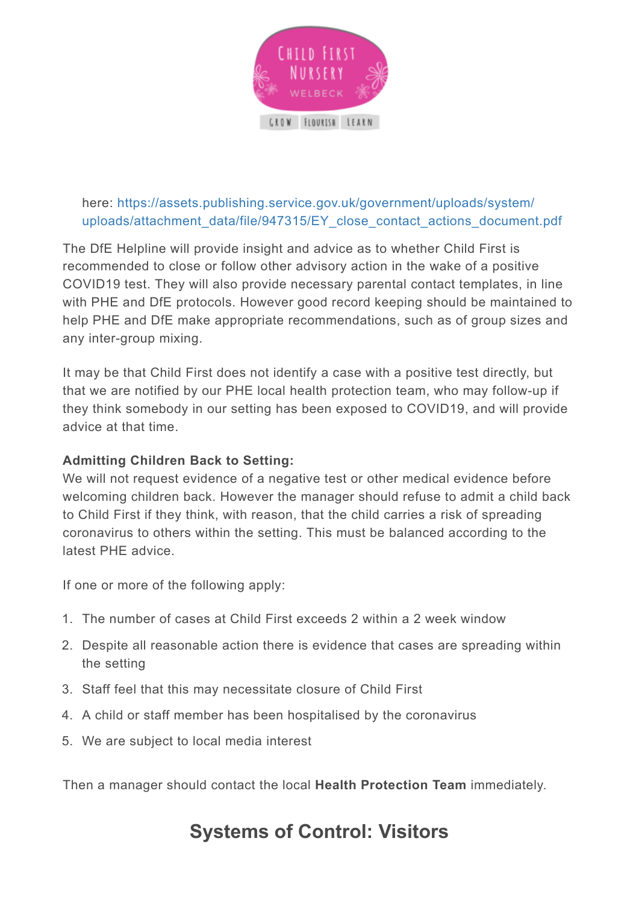here: https://assets.publishing.service.gov.uk/government/uploads/system/uploads/attachment_data/file/947315/EY_close_contact_actions_document.pdf

The DfE Helpline will provide insight and advice as to whether Child First is recommended to close or follow other advisory action in the wake of a positive COVID19 test. They will also provide necessary parental contact templates, in line with PHE and DfE protocols. However good record keeping should be maintained to help PHE and DfE make appropriate recommendations, such as of group sizes and any inter-group mixing.

It may be that Child First does not identify a case with a positive test directly, but that we are notified by our PHE local health protection team, who may follow-up if they think somebody in our setting has been exposed to COVID19, and will provide advice at that time.

**Admitting Children Back to Setting:**
We will not request evidence of a negative test or other medical evidence before welcoming children back. However the manager should refuse to admit a child back to Child First if they think, with reason, that the child carries a risk of spreading coronavirus to others within the setting. This must be balanced according to the latest PHE advice.

If one or more of the following apply:

1. The number of cases at Child First exceeds 2 within a 2 week window
2. Despite all reasonable action there is evidence that cases are spreading within the setting
3. Staff feel that this may necessitate closure of Child First
4. A child or staff member has been hospitalised by the coronavirus
5. We are subject to local media interest

Then a manager should contact the local **Health Protection Team** immediately.

## Systems of Control: Visitors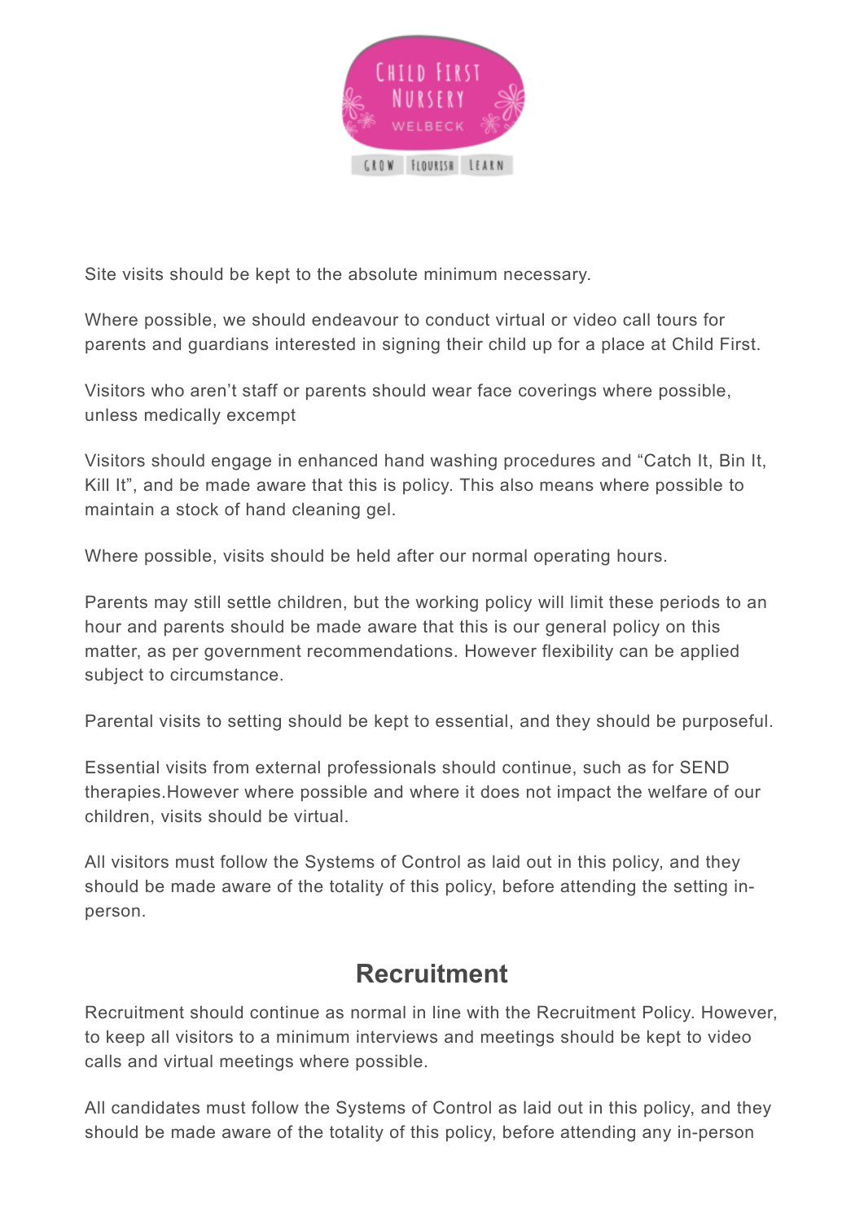Site visits should be kept to the absolute minimum necessary.

Where possible, we should endeavour to conduct virtual or video call tours for parents and guardians interested in signing their child up for a place at Child First.

Visitors who aren't staff or parents should wear face coverings where possible, unless medically exempt

Visitors should engage in enhanced hand washing procedures and "Catch It, Bin It, Kill It", and be made aware that this is policy. This also means where possible to maintain a stock of hand cleaning gel.

Where possible, visits should be held after our normal operating hours.

Parents may still settle children, but the working policy will limit these periods to an hour and parents should be made aware that this is our general policy on this matter, as per government recommendations. However flexibility can be applied subject to circumstance.

Parental visits to setting should be kept to essential, and they should be purposeful.

Essential visits from external professionals should continue, such as for SEND therapies.However where possible and where it does not impact the welfare of our children, visits should be virtual.

All visitors must follow the Systems of Control as laid out in this policy, and they should be made aware of the totality of this policy, before attending the setting in-person.

## Recruitment

Recruitment should continue as normal in line with the Recruitment Policy. However, to keep all visitors to a minimum interviews and meetings should be kept to video calls and virtual meetings where possible.

All candidates must follow the Systems of Control as laid out in this policy, and they should be made aware of the totality of this policy, before attending any in-person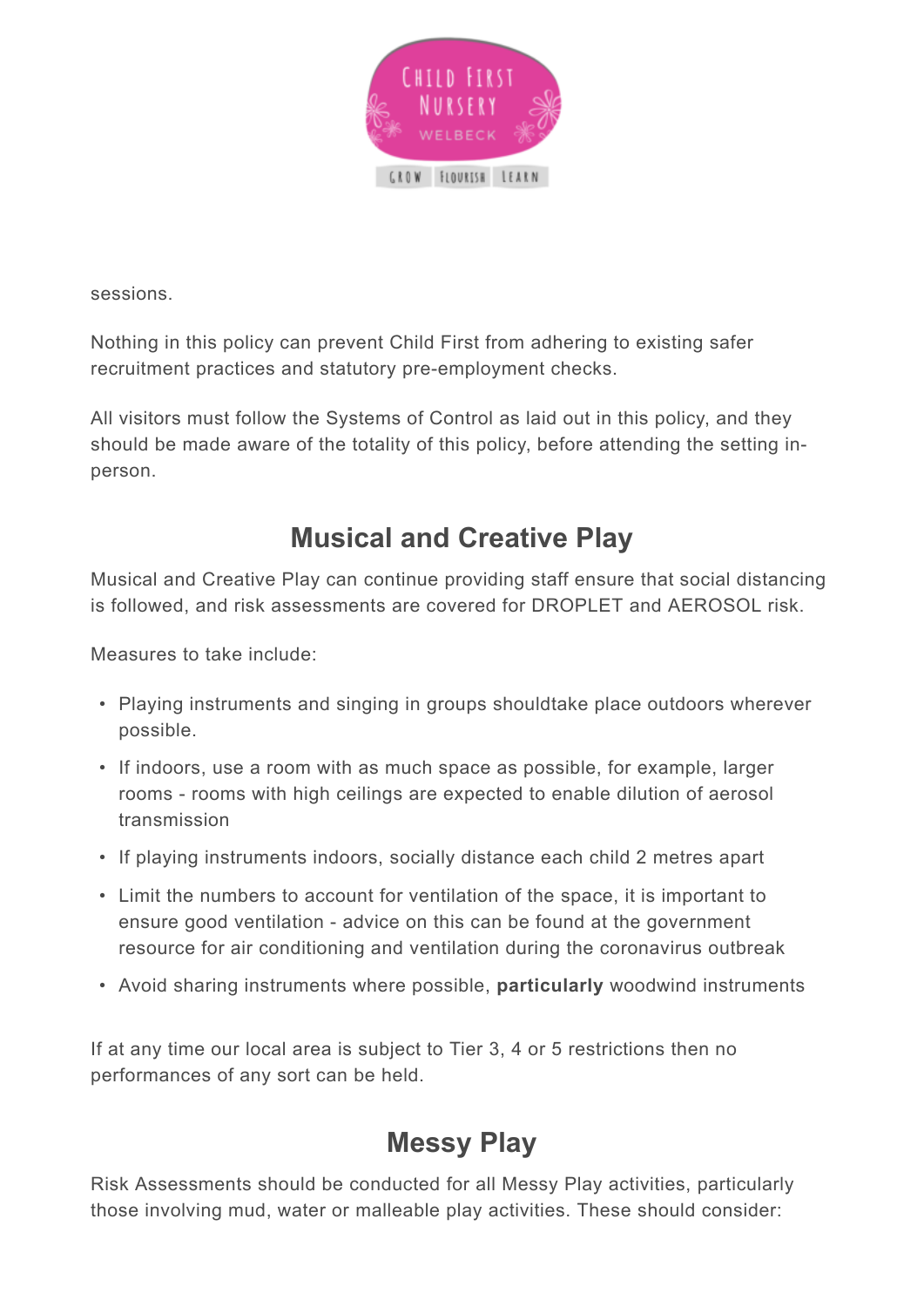sessions.

Nothing in this policy can prevent Child First from adhering to existing safer recruitment practices and statutory pre-employment checks.

All visitors must follow the Systems of Control as laid out in this policy, and they should be made aware of the totality of this policy, before attending the setting in-person.

## Musical and Creative Play

Musical and Creative Play can continue providing staff ensure that social distancing is followed, and risk assessments are covered for DROPLET and AEROSOL risk.

Measures to take include:

- Playing instruments and singing in groups shouldtake place outdoors wherever possible.
- If indoors, use a room with as much space as possible, for example, larger rooms - rooms with high ceilings are expected to enable dilution of aerosol transmission
- If playing instruments indoors, socially distance each child 2 metres apart
- Limit the numbers to account for ventilation of the space, it is important to ensure good ventilation - advice on this can be found at the government resource for air conditioning and ventilation during the coronavirus outbreak
- Avoid sharing instruments where possible, **particularly** woodwind instruments

If at any time our local area is subject to Tier 3, 4 or 5 restrictions then no performances of any sort can be held.

## Messy Play

Risk Assessments should be conducted for all Messy Play activities, particularly those involving mud, water or malleable play activities. These should consider: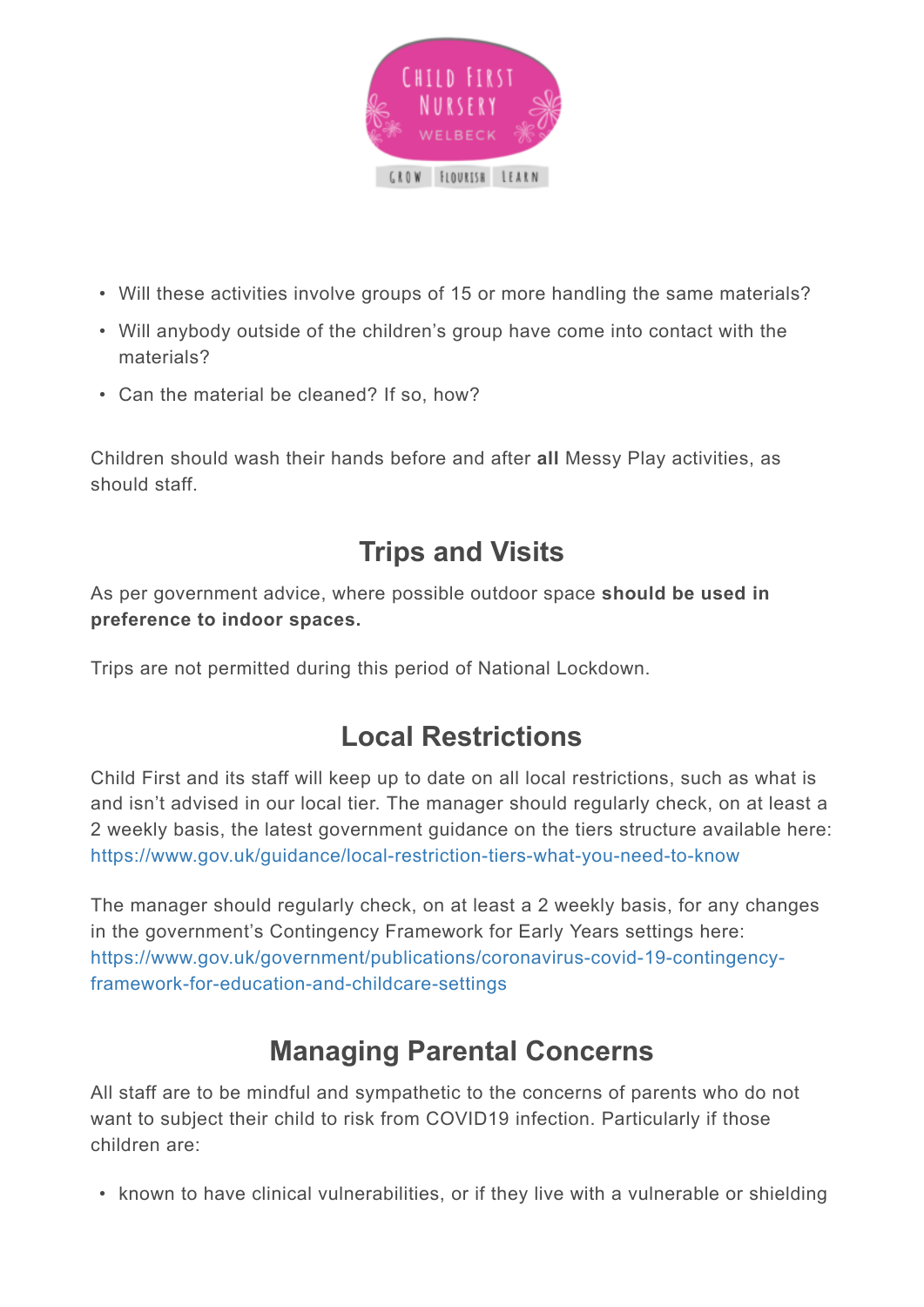- Will these activities involve groups of 15 or more handling the same materials?
- Will anybody outside of the children's group have come into contact with the materials?
- Can the material be cleaned? If so, how?

Children should wash their hands before and after **all** Messy Play activities, as should staff.

## Trips and Visits

As per government advice, where possible outdoor space **should be used in preference to indoor spaces.**

Trips are not permitted during this period of National Lockdown.

## Local Restrictions

Child First and its staff will keep up to date on all local restrictions, such as what is and isn't advised in our local tier. The manager should regularly check, on at least a 2 weekly basis, the latest government guidance on the tiers structure available here: https://www.gov.uk/guidance/local-restriction-tiers-what-you-need-to-know

The manager should regularly check, on at least a 2 weekly basis, for any changes in the government's Contingency Framework for Early Years settings here: https://www.gov.uk/government/publications/coronavirus-covid-19-contingency-framework-for-education-and-childcare-settings

## Managing Parental Concerns

All staff are to be mindful and sympathetic to the concerns of parents who do not want to subject their child to risk from COVID19 infection. Particularly if those children are:

- known to have clinical vulnerabilities, or if they live with a vulnerable or shielding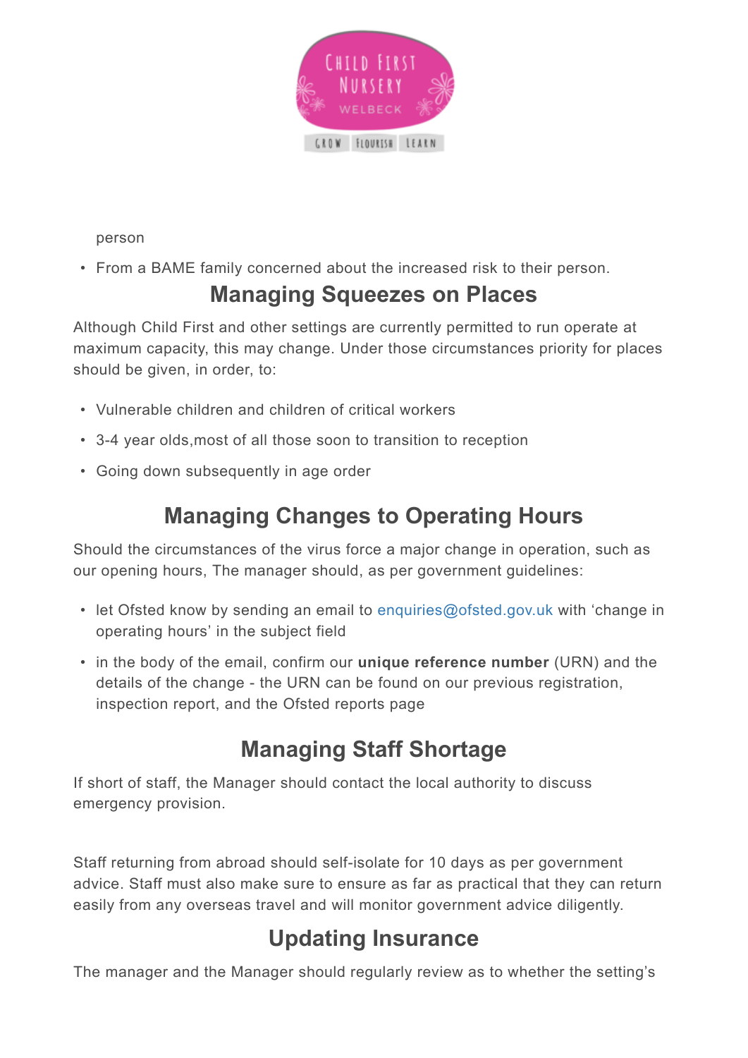person

- From a BAME family concerned about the increased risk to their person.

## Managing Squeezes on Places

Although Child First and other settings are currently permitted to run operate at maximum capacity, this may change. Under those circumstances priority for places should be given, in order, to:

- Vulnerable children and children of critical workers
- 3-4 year olds,most of all those soon to transition to reception
- Going down subsequently in age order

## Managing Changes to Operating Hours

Should the circumstances of the virus force a major change in operation, such as our opening hours, The manager should, as per government guidelines:

- let Ofsted know by sending an email to enquiries@ofsted.gov.uk with 'change in operating hours' in the subject field
- in the body of the email, confirm our **unique reference number** (URN) and the details of the change - the URN can be found on our previous registration, inspection report, and the Ofsted reports page

## Managing Staff Shortage

If short of staff, the Manager should contact the local authority to discuss emergency provision.

Staff returning from abroad should self-isolate for 10 days as per government advice. Staff must also make sure to ensure as far as practical that they can return easily from any overseas travel and will monitor government advice diligently.

## Updating Insurance

The manager and the Manager should regularly review as to whether the setting's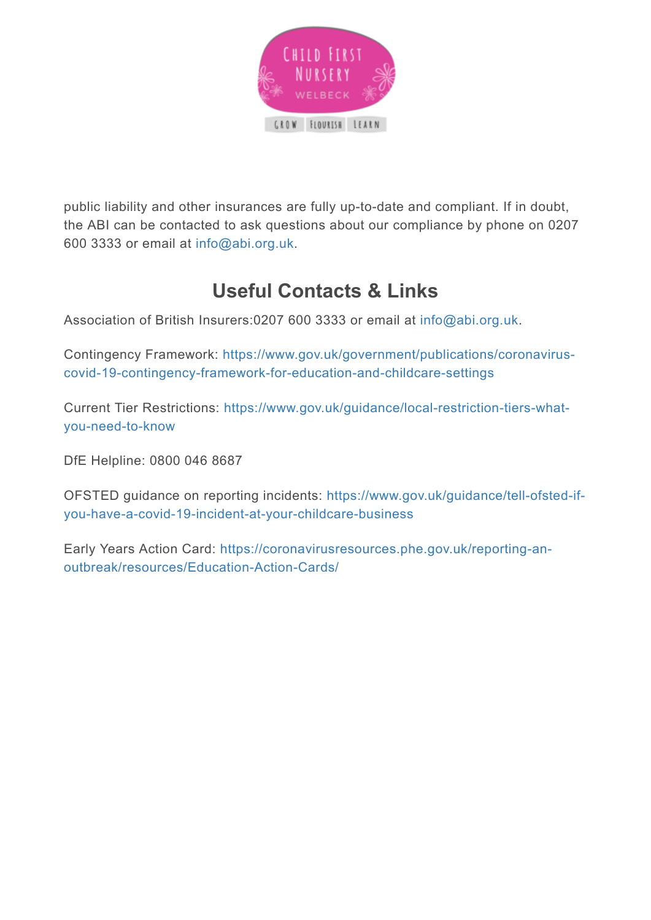public liability and other insurances are fully up-to-date and compliant. If in doubt, the ABI can be contacted to ask questions about our compliance by phone on 0207 600 3333 or email at info@abi.org.uk.

## Useful Contacts & Links

Association of British Insurers:0207 600 3333 or email at info@abi.org.uk.

Contingency Framework: https://www.gov.uk/government/publications/coronavirus-covid-19-contingency-framework-for-education-and-childcare-settings

Current Tier Restrictions: https://www.gov.uk/guidance/local-restriction-tiers-what-you-need-to-know

DfE Helpline: 0800 046 8687

OFSTED guidance on reporting incidents: https://www.gov.uk/guidance/tell-ofsted-if-you-have-a-covid-19-incident-at-your-childcare-business

Early Years Action Card: https://coronavirusresources.phe.gov.uk/reporting-an-outbreak/resources/Education-Action-Cards/